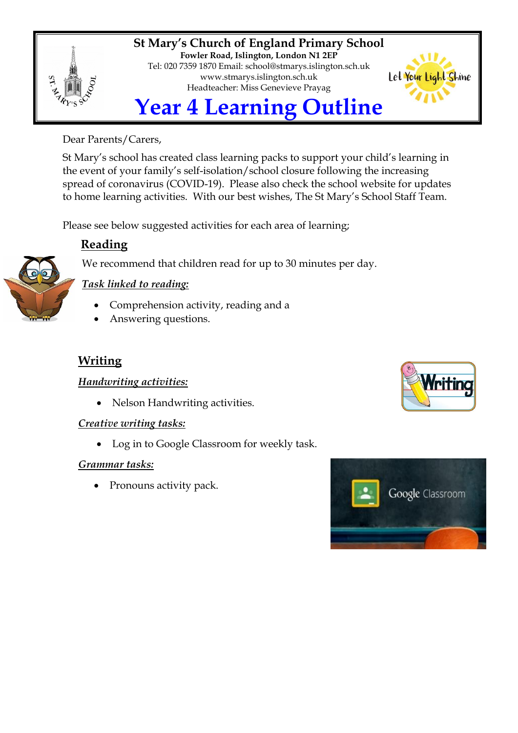**St Mary's Church of England Primary School**
**Fowler Road, Islington, London N1 2EP**
Tel: 020 7359 1870 Email: school@stmarys.islington.sch.uk
www.stmarys.islington.sch.uk
Headteacher: Miss Genevieve Prayag

Let Your Light Shine

# Year 4 Learning Outline

Dear Parents/Carers,

St Mary's school has created class learning packs to support your child's learning in the event of your family's self-isolation/school closure following the increasing spread of coronavirus (COVID-19). Please also check the school website for updates to home learning activities. With our best wishes, The St Mary's School Staff Team.

Please see below suggested activities for each area of learning;

## Reading

We recommend that children read for up to 30 minutes per day.

***Task linked to reading:***

- Comprehension activity, reading and a
- Answering questions.

## Writing

***Handwriting activities:***

- Nelson Handwriting activities.

***Creative writing tasks:***

- Log in to Google Classroom for weekly task.

***Grammar tasks:***

- Pronouns activity pack.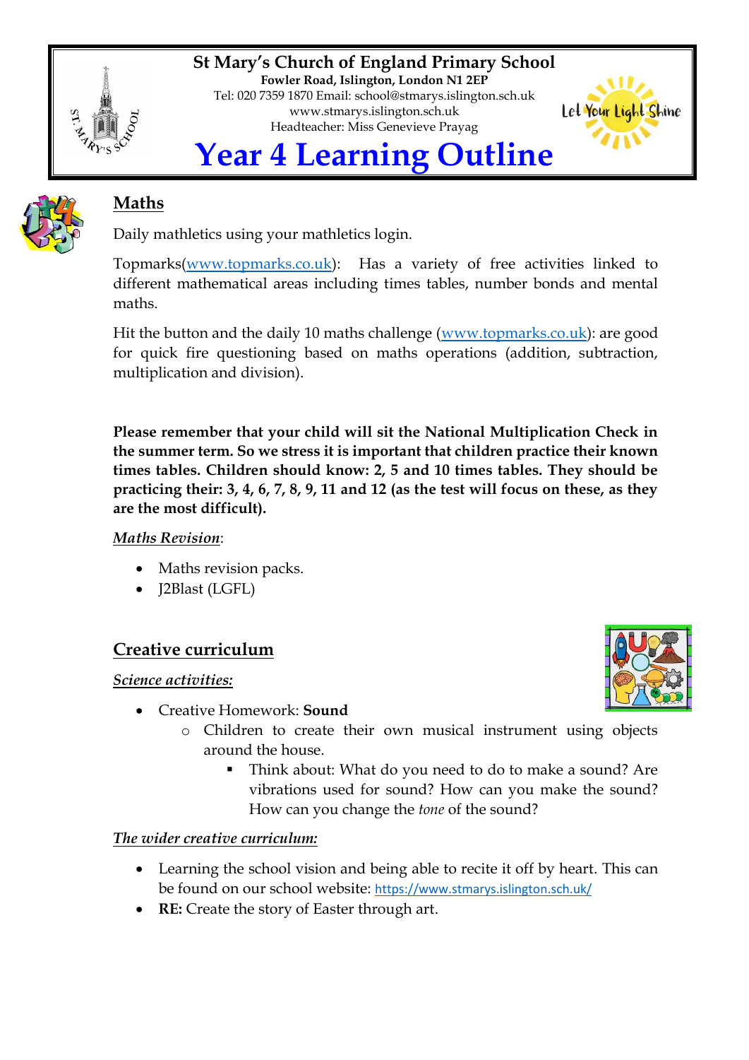**St Mary's Church of England Primary School**
**Fowler Road, Islington, London N1 2EP**
Tel: 020 7359 1870 Email: school@stmarys.islington.sch.uk
www.stmarys.islington.sch.uk
Headteacher: Miss Genevieve Prayag

# Year 4 Learning Outline

## Maths

Daily mathletics using your mathletics login.

Topmarks(www.topmarks.co.uk): Has a variety of free activities linked to different mathematical areas including times tables, number bonds and mental maths.

Hit the button and the daily 10 maths challenge (www.topmarks.co.uk): are good for quick fire questioning based on maths operations (addition, subtraction, multiplication and division).

**Please remember that your child will sit the National Multiplication Check in the summer term. So we stress it is important that children practice their known times tables. Children should know: 2, 5 and 10 times tables. They should be practicing their: 3, 4, 6, 7, 8, 9, 11 and 12 (as the test will focus on these, as they are the most difficult).**

***Maths Revision***:

- Maths revision packs.
- J2Blast (LGFL)

## Creative curriculum

***Science activities:***

- Creative Homework: **Sound**
  - Children to create their own musical instrument using objects around the house.
    - Think about: What do you need to do to make a sound? Are vibrations used for sound? How can you make the sound? How can you change the *tone* of the sound?

***The wider creative curriculum:***

- Learning the school vision and being able to recite it off by heart. This can be found on our school website: https://www.stmarys.islington.sch.uk/
- **RE:** Create the story of Easter through art.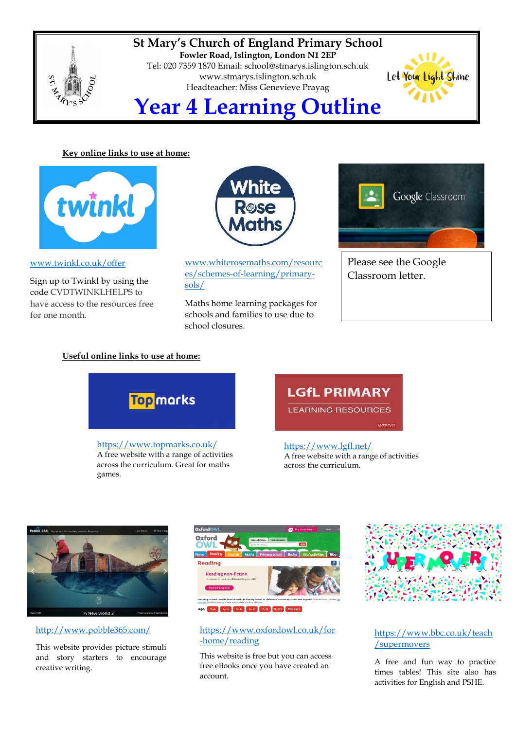# St Mary's Church of England Primary School

**Fowler Road, Islington, London N1 2EP**

Tel: 020 7359 1870 Email: school@stmarys.islington.sch.uk

www.stmarys.islington.sch.uk

Headteacher: Miss Genevieve Prayag

Let Your Light Shine

# Year 4 Learning Outline

**Key online links to use at home:**

www.twinkl.co.uk/offer

Sign up to Twinkl by using the code CVDTWINKLHELPS to have access to the resources free for one month.

www.whiterosemaths.com/resources/schemes-of-learning/primary-sols/

Maths home learning packages for schools and families to use due to school closures.

Please see the Google Classroom letter.

**Useful online links to use at home:**

https://www.topmarks.co.uk/

A free website with a range of activities across the curriculum. Great for maths games.

https://www.lgfl.net/

A free website with a range of activities across the curriculum.

http://www.pobble365.com/

This website provides picture stimuli and story starters to encourage creative writing.

https://www.oxfordowl.co.uk/for-home/reading

This website is free but you can access free eBooks once you have created an account.

https://www.bbc.co.uk/teach/supermovers

A free and fun way to practice times tables! This site also has activities for English and PSHE.